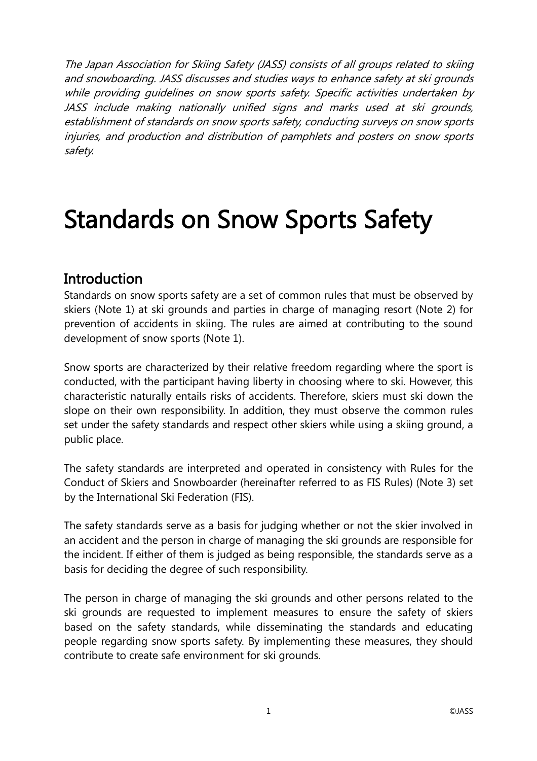*The Japan Association for Skiing Safety (JASS) consists of all groups related to skiing and snowboarding. JASS discusses and studies ways to enhance safety at ski grounds while providing guidelines on snow sports safety. Specific activities undertaken by JASS include making nationally unified signs and marks used at ski grounds, establishment of standards on snow sports safety, conducting surveys on snow sports injuries, and production and distribution of pamphlets and posters on snow sports safety.*

# Standards on Snow Sports Safety

## Introduction

Standards on snow sports safety are a set of common rules that must be observed by skiers (Note 1) at ski grounds and parties in charge of managing resort (Note 2) for prevention of accidents in skiing. The rules are aimed at contributing to the sound development of snow sports (Note 1).

Snow sports are characterized by their relative freedom regarding where the sport is conducted, with the participant having liberty in choosing where to ski. However, this characteristic naturally entails risks of accidents. Therefore, skiers must ski down the slope on their own responsibility. In addition, they must observe the common rules set under the safety standards and respect other skiers while using a skiing ground, a public place.

The safety standards are interpreted and operated in consistency with Rules for the Conduct of Skiers and Snowboarder (hereinafter referred to as FIS Rules) (Note 3) set by the International Ski Federation (FIS).

The safety standards serve as a basis for judging whether or not the skier involved in an accident and the person in charge of managing the ski grounds are responsible for the incident. If either of them is judged as being responsible, the standards serve as a basis for deciding the degree of such responsibility.

The person in charge of managing the ski grounds and other persons related to the ski grounds are requested to implement measures to ensure the safety of skiers based on the safety standards, while disseminating the standards and educating people regarding snow sports safety. By implementing these measures, they should contribute to create safe environment for ski grounds.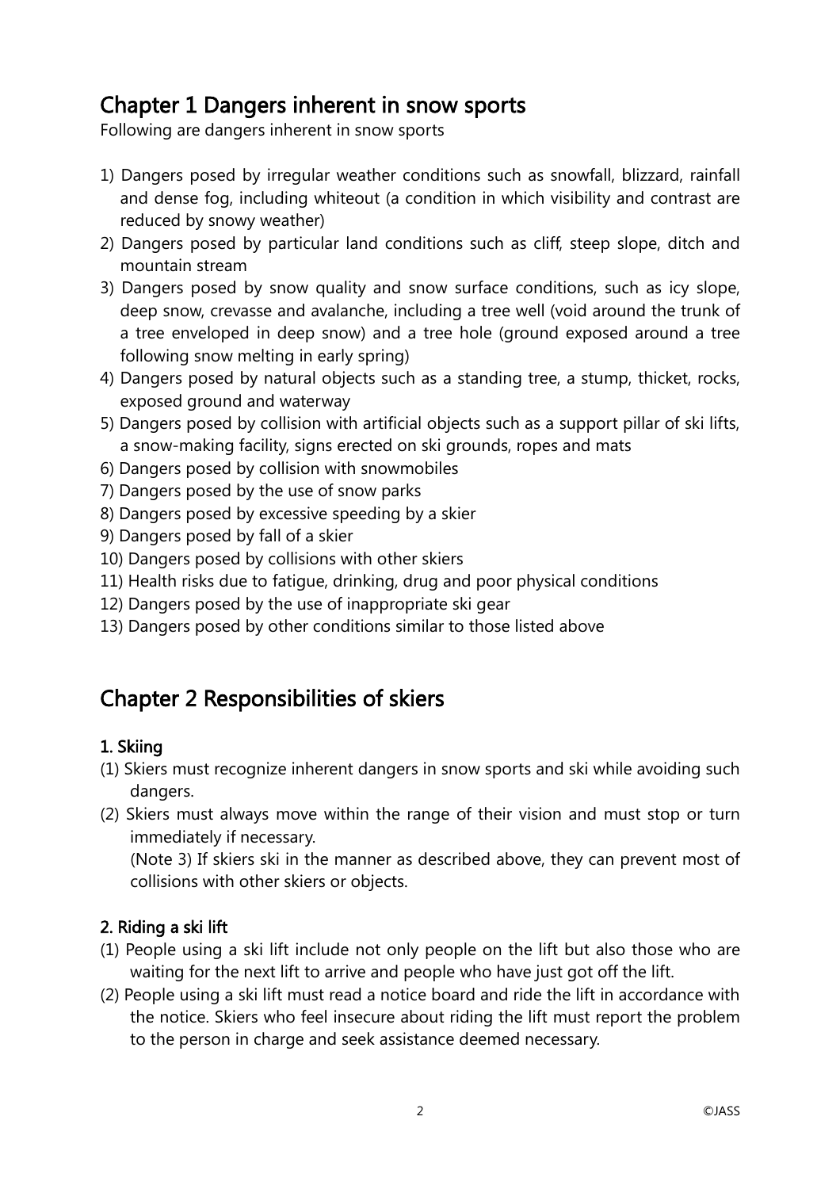## Chapter 1 Dangers inherent in snow sports

Following are dangers inherent in snow sports

1) Dangers posed by irregular weather conditions such as snowfall, blizzard, rainfall and dense fog, including whiteout (a condition in which visibility and contrast are reduced by snowy weather)
2) Dangers posed by particular land conditions such as cliff, steep slope, ditch and mountain stream
3) Dangers posed by snow quality and snow surface conditions, such as icy slope, deep snow, crevasse and avalanche, including a tree well (void around the trunk of a tree enveloped in deep snow) and a tree hole (ground exposed around a tree following snow melting in early spring)
4) Dangers posed by natural objects such as a standing tree, a stump, thicket, rocks, exposed ground and waterway
5) Dangers posed by collision with artificial objects such as a support pillar of ski lifts, a snow-making facility, signs erected on ski grounds, ropes and mats
6) Dangers posed by collision with snowmobiles
7) Dangers posed by the use of snow parks
8) Dangers posed by excessive speeding by a skier
9) Dangers posed by fall of a skier
10) Dangers posed by collisions with other skiers
11) Health risks due to fatigue, drinking, drug and poor physical conditions
12) Dangers posed by the use of inappropriate ski gear
13) Dangers posed by other conditions similar to those listed above

## Chapter 2 Responsibilities of skiers

### 1. Skiing

(1) Skiers must recognize inherent dangers in snow sports and ski while avoiding such dangers.

(2) Skiers must always move within the range of their vision and must stop or turn immediately if necessary.

(Note 3) If skiers ski in the manner as described above, they can prevent most of collisions with other skiers or objects.

### 2. Riding a ski lift

(1) People using a ski lift include not only people on the lift but also those who are waiting for the next lift to arrive and people who have just got off the lift.

(2) People using a ski lift must read a notice board and ride the lift in accordance with the notice. Skiers who feel insecure about riding the lift must report the problem to the person in charge and seek assistance deemed necessary.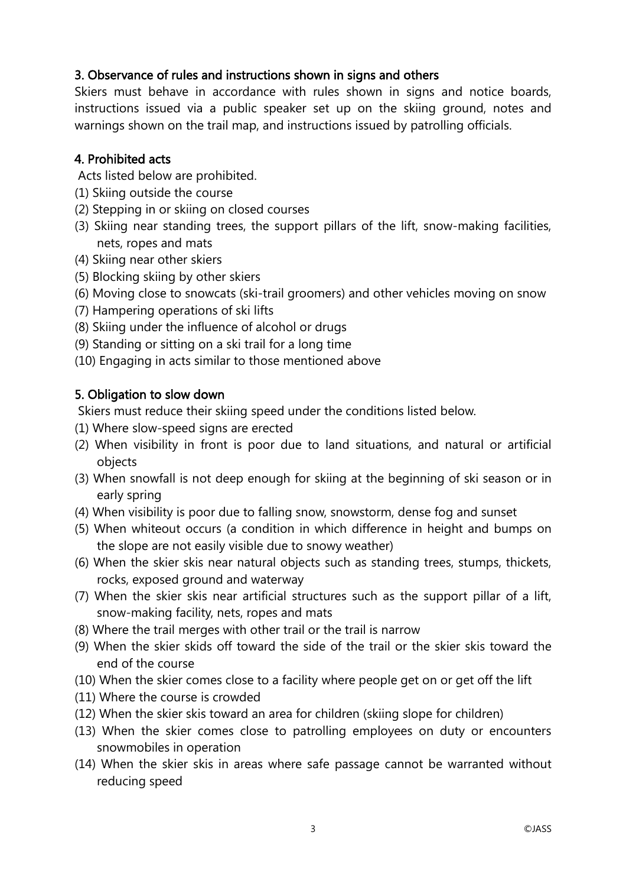## 3. Observance of rules and instructions shown in signs and others

Skiers must behave in accordance with rules shown in signs and notice boards, instructions issued via a public speaker set up on the skiing ground, notes and warnings shown on the trail map, and instructions issued by patrolling officials.

## 4. Prohibited acts

Acts listed below are prohibited.

(1) Skiing outside the course
(2) Stepping in or skiing on closed courses
(3) Skiing near standing trees, the support pillars of the lift, snow-making facilities, nets, ropes and mats
(4) Skiing near other skiers
(5) Blocking skiing by other skiers
(6) Moving close to snowcats (ski-trail groomers) and other vehicles moving on snow
(7) Hampering operations of ski lifts
(8) Skiing under the influence of alcohol or drugs
(9) Standing or sitting on a ski trail for a long time
(10) Engaging in acts similar to those mentioned above

## 5. Obligation to slow down

Skiers must reduce their skiing speed under the conditions listed below.

(1) Where slow-speed signs are erected
(2) When visibility in front is poor due to land situations, and natural or artificial objects
(3) When snowfall is not deep enough for skiing at the beginning of ski season or in early spring
(4) When visibility is poor due to falling snow, snowstorm, dense fog and sunset
(5) When whiteout occurs (a condition in which difference in height and bumps on the slope are not easily visible due to snowy weather)
(6) When the skier skis near natural objects such as standing trees, stumps, thickets, rocks, exposed ground and waterway
(7) When the skier skis near artificial structures such as the support pillar of a lift, snow-making facility, nets, ropes and mats
(8) Where the trail merges with other trail or the trail is narrow
(9) When the skier skids off toward the side of the trail or the skier skis toward the end of the course
(10) When the skier comes close to a facility where people get on or get off the lift
(11) Where the course is crowded
(12) When the skier skis toward an area for children (skiing slope for children)
(13) When the skier comes close to patrolling employees on duty or encounters snowmobiles in operation
(14) When the skier skis in areas where safe passage cannot be warranted without reducing speed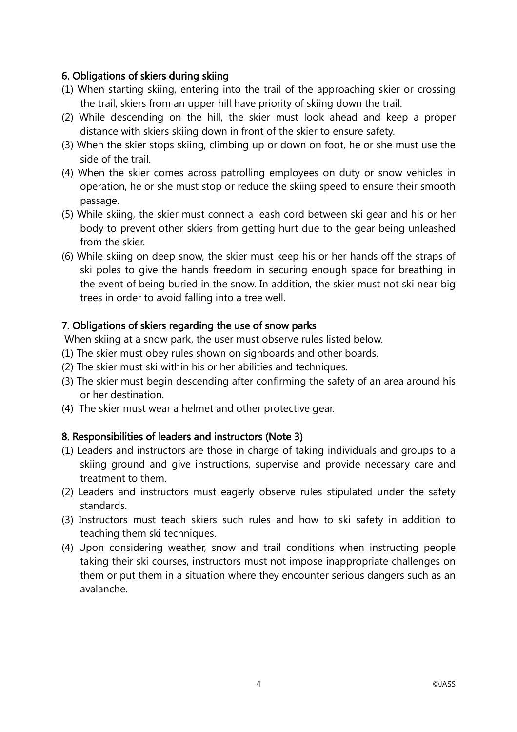### 6. Obligations of skiers during skiing

(1) When starting skiing, entering into the trail of the approaching skier or crossing the trail, skiers from an upper hill have priority of skiing down the trail.

(2) While descending on the hill, the skier must look ahead and keep a proper distance with skiers skiing down in front of the skier to ensure safety.

(3) When the skier stops skiing, climbing up or down on foot, he or she must use the side of the trail.

(4) When the skier comes across patrolling employees on duty or snow vehicles in operation, he or she must stop or reduce the skiing speed to ensure their smooth passage.

(5) While skiing, the skier must connect a leash cord between ski gear and his or her body to prevent other skiers from getting hurt due to the gear being unleashed from the skier.

(6) While skiing on deep snow, the skier must keep his or her hands off the straps of ski poles to give the hands freedom in securing enough space for breathing in the event of being buried in the snow. In addition, the skier must not ski near big trees in order to avoid falling into a tree well.

### 7. Obligations of skiers regarding the use of snow parks

When skiing at a snow park, the user must observe rules listed below.

(1) The skier must obey rules shown on signboards and other boards.

(2) The skier must ski within his or her abilities and techniques.

(3) The skier must begin descending after confirming the safety of an area around his or her destination.

(4) The skier must wear a helmet and other protective gear.

### 8. Responsibilities of leaders and instructors (Note 3)

(1) Leaders and instructors are those in charge of taking individuals and groups to a skiing ground and give instructions, supervise and provide necessary care and treatment to them.

(2) Leaders and instructors must eagerly observe rules stipulated under the safety standards.

(3) Instructors must teach skiers such rules and how to ski safety in addition to teaching them ski techniques.

(4) Upon considering weather, snow and trail conditions when instructing people taking their ski courses, instructors must not impose inappropriate challenges on them or put them in a situation where they encounter serious dangers such as an avalanche.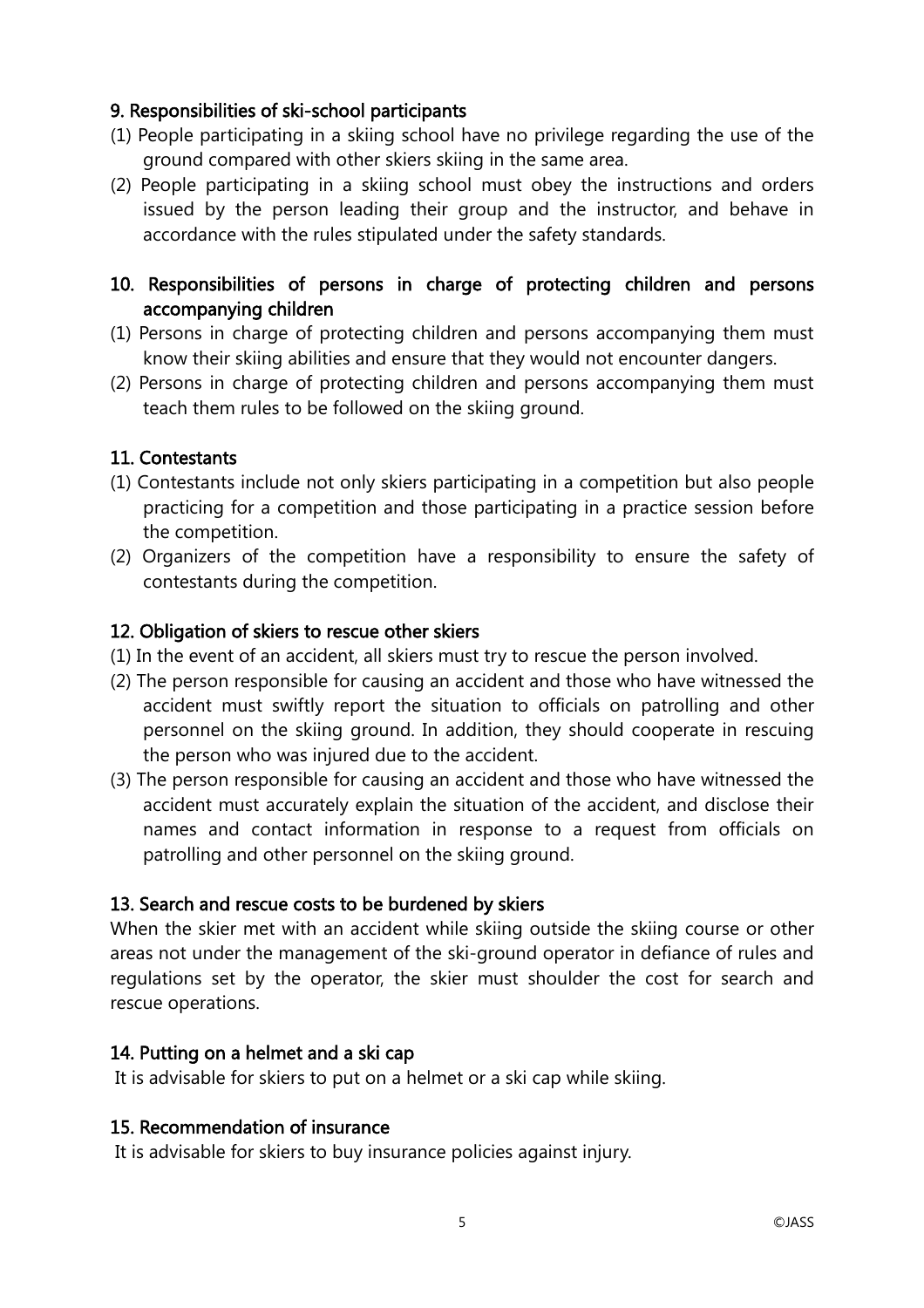### 9. Responsibilities of ski-school participants

(1) People participating in a skiing school have no privilege regarding the use of the ground compared with other skiers skiing in the same area.

(2) People participating in a skiing school must obey the instructions and orders issued by the person leading their group and the instructor, and behave in accordance with the rules stipulated under the safety standards.

### 10. Responsibilities of persons in charge of protecting children and persons accompanying children

(1) Persons in charge of protecting children and persons accompanying them must know their skiing abilities and ensure that they would not encounter dangers.

(2) Persons in charge of protecting children and persons accompanying them must teach them rules to be followed on the skiing ground.

### 11. Contestants

(1) Contestants include not only skiers participating in a competition but also people practicing for a competition and those participating in a practice session before the competition.

(2) Organizers of the competition have a responsibility to ensure the safety of contestants during the competition.

### 12. Obligation of skiers to rescue other skiers

(1) In the event of an accident, all skiers must try to rescue the person involved.

(2) The person responsible for causing an accident and those who have witnessed the accident must swiftly report the situation to officials on patrolling and other personnel on the skiing ground. In addition, they should cooperate in rescuing the person who was injured due to the accident.

(3) The person responsible for causing an accident and those who have witnessed the accident must accurately explain the situation of the accident, and disclose their names and contact information in response to a request from officials on patrolling and other personnel on the skiing ground.

### 13. Search and rescue costs to be burdened by skiers

When the skier met with an accident while skiing outside the skiing course or other areas not under the management of the ski-ground operator in defiance of rules and regulations set by the operator, the skier must shoulder the cost for search and rescue operations.

### 14. Putting on a helmet and a ski cap

It is advisable for skiers to put on a helmet or a ski cap while skiing.

### 15. Recommendation of insurance

It is advisable for skiers to buy insurance policies against injury.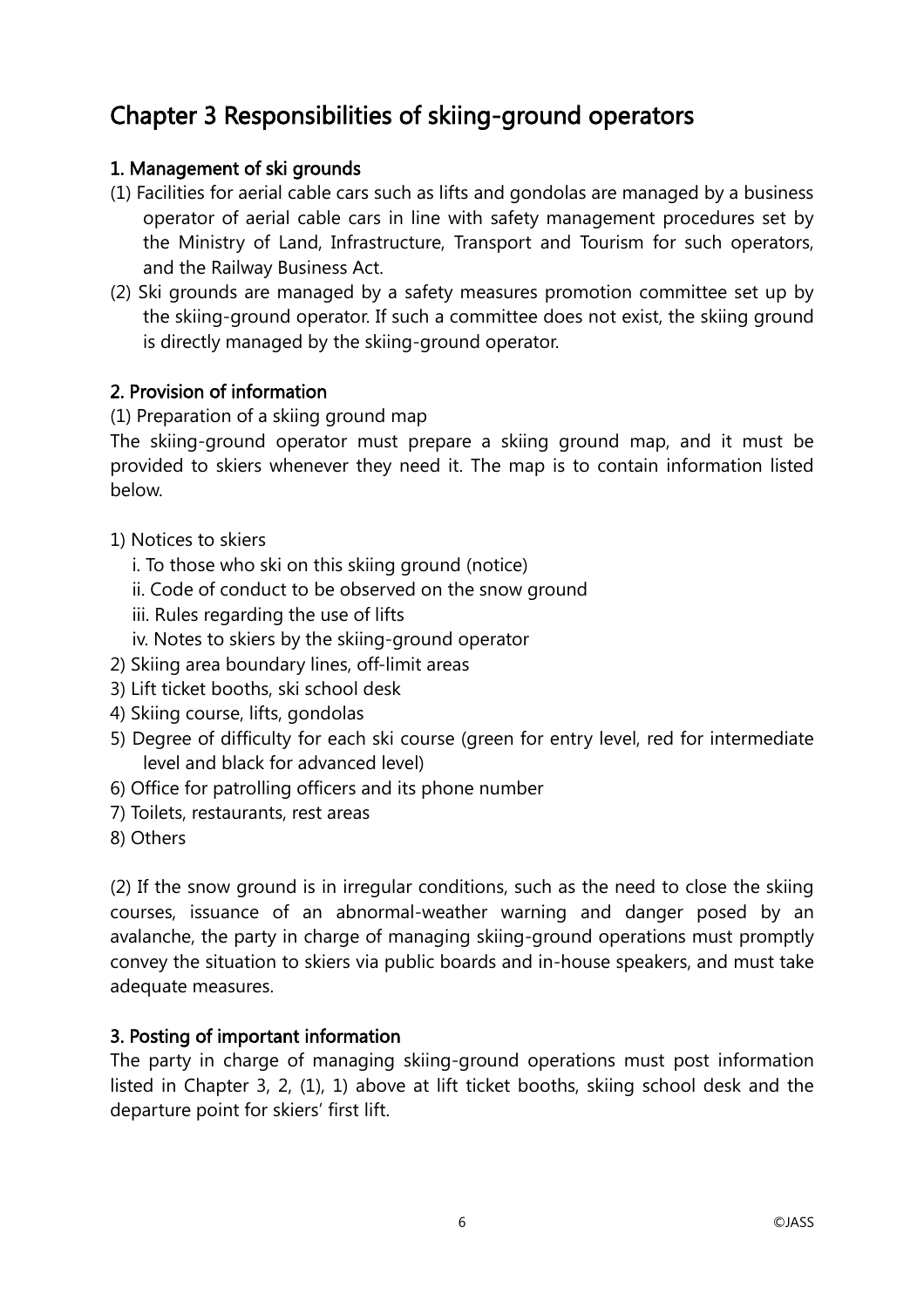# Chapter 3 Responsibilities of skiing-ground operators

## 1. Management of ski grounds

(1) Facilities for aerial cable cars such as lifts and gondolas are managed by a business operator of aerial cable cars in line with safety management procedures set by the Ministry of Land, Infrastructure, Transport and Tourism for such operators, and the Railway Business Act.

(2) Ski grounds are managed by a safety measures promotion committee set up by the skiing-ground operator. If such a committee does not exist, the skiing ground is directly managed by the skiing-ground operator.

## 2. Provision of information

(1) Preparation of a skiing ground map

The skiing-ground operator must prepare a skiing ground map, and it must be provided to skiers whenever they need it. The map is to contain information listed below.

1) Notices to skiers
   - i. To those who ski on this skiing ground (notice)
   - ii. Code of conduct to be observed on the snow ground
   - iii. Rules regarding the use of lifts
   - iv. Notes to skiers by the skiing-ground operator
2) Skiing area boundary lines, off-limit areas
3) Lift ticket booths, ski school desk
4) Skiing course, lifts, gondolas
5) Degree of difficulty for each ski course (green for entry level, red for intermediate level and black for advanced level)
6) Office for patrolling officers and its phone number
7) Toilets, restaurants, rest areas
8) Others

(2) If the snow ground is in irregular conditions, such as the need to close the skiing courses, issuance of an abnormal-weather warning and danger posed by an avalanche, the party in charge of managing skiing-ground operations must promptly convey the situation to skiers via public boards and in-house speakers, and must take adequate measures.

## 3. Posting of important information

The party in charge of managing skiing-ground operations must post information listed in Chapter 3, 2, (1), 1) above at lift ticket booths, skiing school desk and the departure point for skiers' first lift.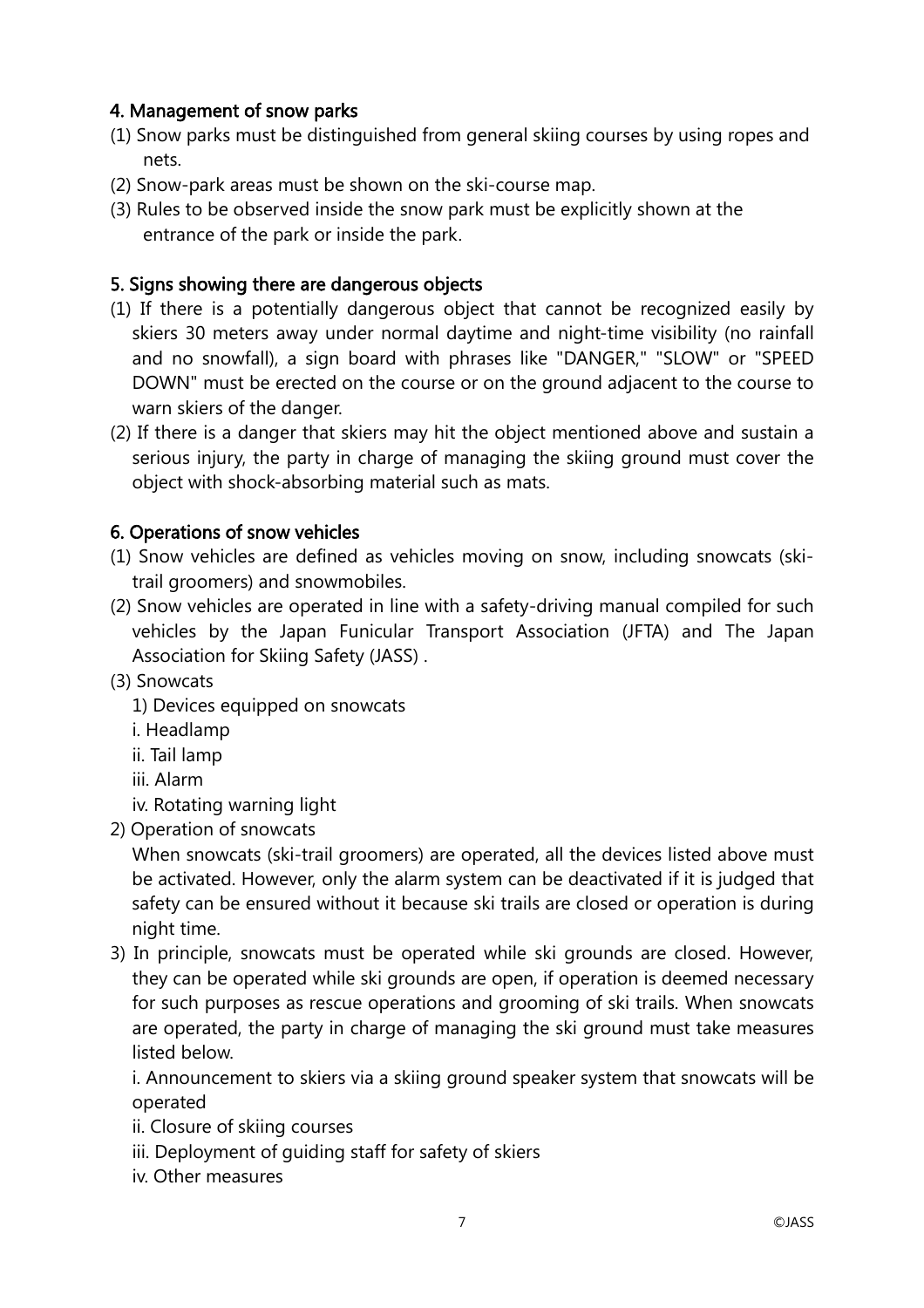## 4. Management of snow parks

(1) Snow parks must be distinguished from general skiing courses by using ropes and nets.

(2) Snow-park areas must be shown on the ski-course map.

(3) Rules to be observed inside the snow park must be explicitly shown at the entrance of the park or inside the park.

## 5. Signs showing there are dangerous objects

(1) If there is a potentially dangerous object that cannot be recognized easily by skiers 30 meters away under normal daytime and night-time visibility (no rainfall and no snowfall), a sign board with phrases like "DANGER," "SLOW" or "SPEED DOWN" must be erected on the course or on the ground adjacent to the course to warn skiers of the danger.

(2) If there is a danger that skiers may hit the object mentioned above and sustain a serious injury, the party in charge of managing the skiing ground must cover the object with shock-absorbing material such as mats.

## 6. Operations of snow vehicles

(1) Snow vehicles are defined as vehicles moving on snow, including snowcats (ski-trail groomers) and snowmobiles.

(2) Snow vehicles are operated in line with a safety-driving manual compiled for such vehicles by the Japan Funicular Transport Association (JFTA) and The Japan Association for Skiing Safety (JASS) .

(3) Snowcats

1) Devices equipped on snowcats

i. Headlamp

ii. Tail lamp

iii. Alarm

iv. Rotating warning light

2) Operation of snowcats

When snowcats (ski-trail groomers) are operated, all the devices listed above must be activated. However, only the alarm system can be deactivated if it is judged that safety can be ensured without it because ski trails are closed or operation is during night time.

3) In principle, snowcats must be operated while ski grounds are closed. However, they can be operated while ski grounds are open, if operation is deemed necessary for such purposes as rescue operations and grooming of ski trails. When snowcats are operated, the party in charge of managing the ski ground must take measures listed below.

i. Announcement to skiers via a skiing ground speaker system that snowcats will be operated

ii. Closure of skiing courses

iii. Deployment of guiding staff for safety of skiers

iv. Other measures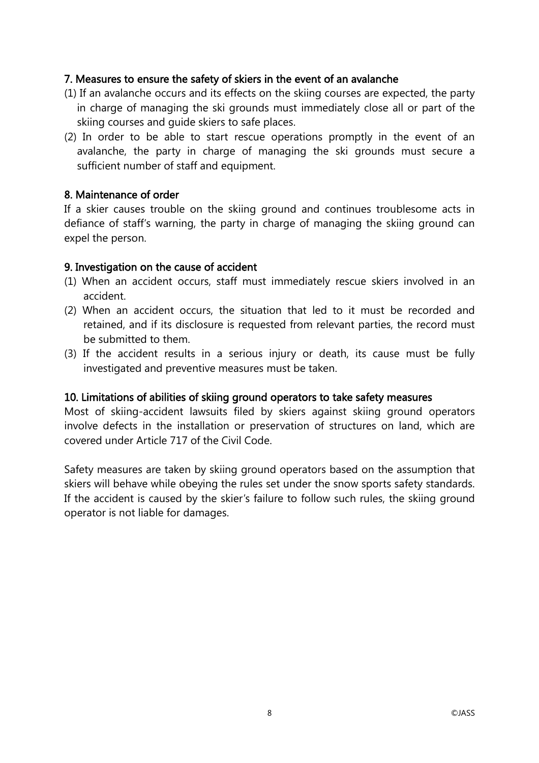## 7. Measures to ensure the safety of skiers in the event of an avalanche

(1) If an avalanche occurs and its effects on the skiing courses are expected, the party in charge of managing the ski grounds must immediately close all or part of the skiing courses and guide skiers to safe places.

(2) In order to be able to start rescue operations promptly in the event of an avalanche, the party in charge of managing the ski grounds must secure a sufficient number of staff and equipment.

## 8. Maintenance of order

If a skier causes trouble on the skiing ground and continues troublesome acts in defiance of staff's warning, the party in charge of managing the skiing ground can expel the person.

## 9. Investigation on the cause of accident

(1) When an accident occurs, staff must immediately rescue skiers involved in an accident.

(2) When an accident occurs, the situation that led to it must be recorded and retained, and if its disclosure is requested from relevant parties, the record must be submitted to them.

(3) If the accident results in a serious injury or death, its cause must be fully investigated and preventive measures must be taken.

## 10. Limitations of abilities of skiing ground operators to take safety measures

Most of skiing-accident lawsuits filed by skiers against skiing ground operators involve defects in the installation or preservation of structures on land, which are covered under Article 717 of the Civil Code.

Safety measures are taken by skiing ground operators based on the assumption that skiers will behave while obeying the rules set under the snow sports safety standards. If the accident is caused by the skier's failure to follow such rules, the skiing ground operator is not liable for damages.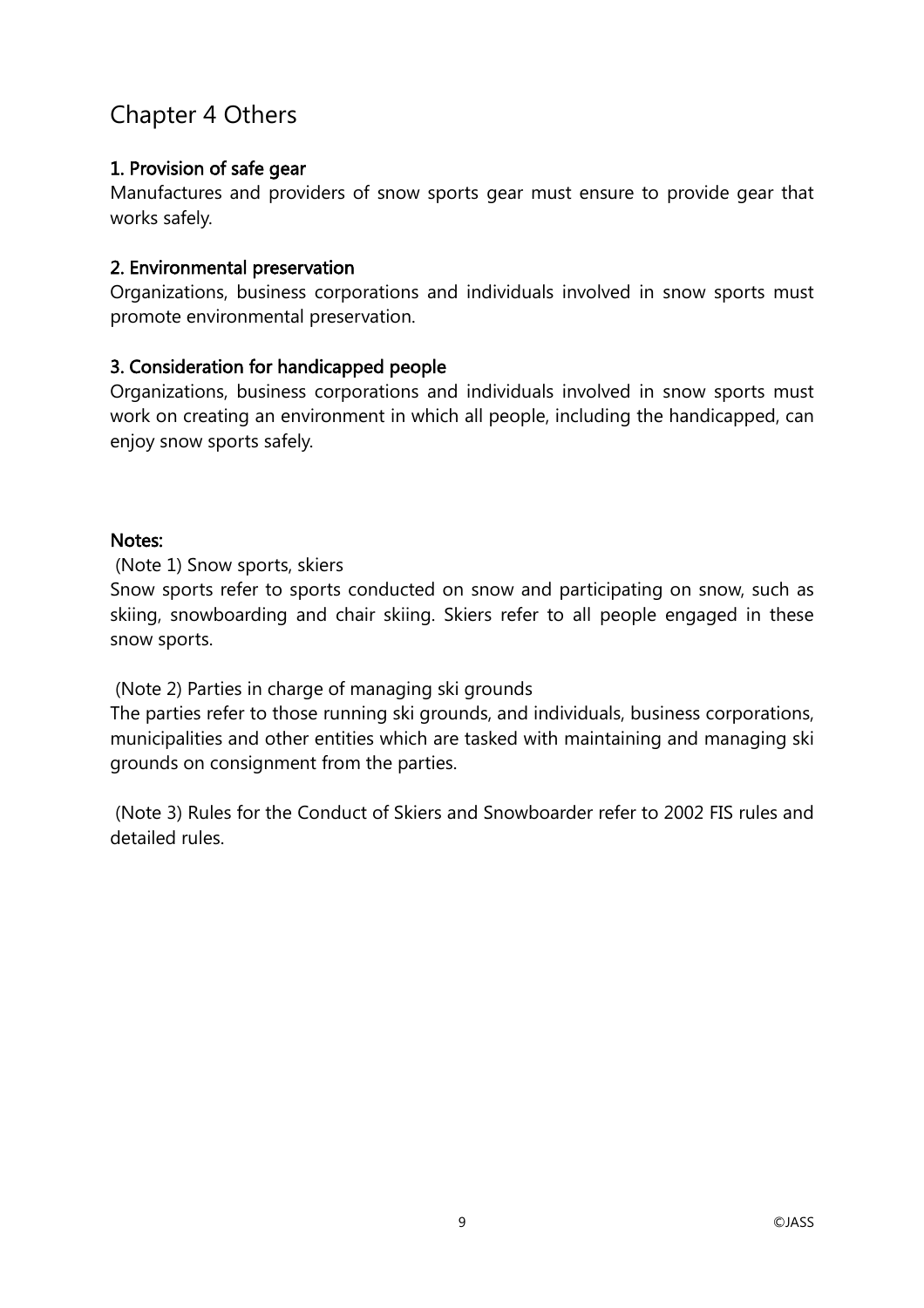# Chapter 4 Others

**1. Provision of safe gear**

Manufactures and providers of snow sports gear must ensure to provide gear that works safely.

**2. Environmental preservation**

Organizations, business corporations and individuals involved in snow sports must promote environmental preservation.

**3. Consideration for handicapped people**

Organizations, business corporations and individuals involved in snow sports must work on creating an environment in which all people, including the handicapped, can enjoy snow sports safely.

**Notes:**

(Note 1) Snow sports, skiers

Snow sports refer to sports conducted on snow and participating on snow, such as skiing, snowboarding and chair skiing. Skiers refer to all people engaged in these snow sports.

(Note 2) Parties in charge of managing ski grounds

The parties refer to those running ski grounds, and individuals, business corporations, municipalities and other entities which are tasked with maintaining and managing ski grounds on consignment from the parties.

(Note 3) Rules for the Conduct of Skiers and Snowboarder refer to 2002 FIS rules and detailed rules.